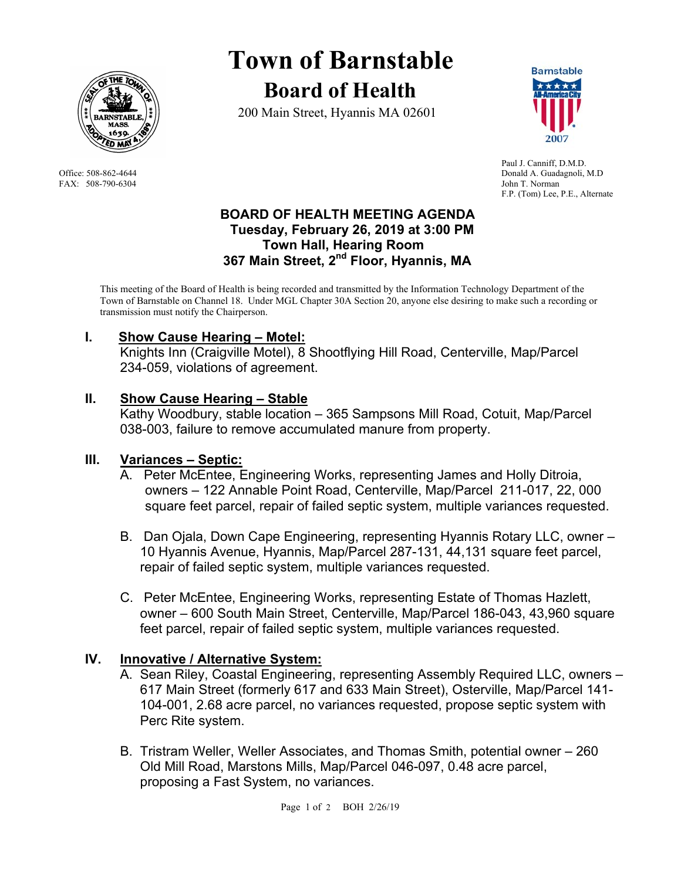# Town of Barnstable

## Board of Health

200 Main Street, Hyannis MA 02601

Office: 508-862-4644
FAX: 508-790-6304

Paul J. Canniff, D.M.D.
Donald A. Guadagnoli, M.D
John T. Norman
F.P. (Tom) Lee, P.E., Alternate

### BOARD OF HEALTH MEETING AGENDA
### Tuesday, February 26, 2019 at 3:00 PM
### Town Hall, Hearing Room
### 367 Main Street, 2nd Floor, Hyannis, MA

This meeting of the Board of Health is being recorded and transmitted by the Information Technology Department of the Town of Barnstable on Channel 18. Under MGL Chapter 30A Section 20, anyone else desiring to make such a recording or transmission must notify the Chairperson.

**I. Show Cause Hearing – Motel:**
Knights Inn (Craigville Motel), 8 Shootflying Hill Road, Centerville, Map/Parcel 234-059, violations of agreement.

**II. Show Cause Hearing – Stable**
Kathy Woodbury, stable location – 365 Sampsons Mill Road, Cotuit, Map/Parcel 038-003, failure to remove accumulated manure from property.

**III. Variances – Septic:**

A. Peter McEntee, Engineering Works, representing James and Holly Ditroia, owners – 122 Annable Point Road, Centerville, Map/Parcel 211-017, 22, 000 square feet parcel, repair of failed septic system, multiple variances requested.

B. Dan Ojala, Down Cape Engineering, representing Hyannis Rotary LLC, owner – 10 Hyannis Avenue, Hyannis, Map/Parcel 287-131, 44,131 square feet parcel, repair of failed septic system, multiple variances requested.

C. Peter McEntee, Engineering Works, representing Estate of Thomas Hazlett, owner – 600 South Main Street, Centerville, Map/Parcel 186-043, 43,960 square feet parcel, repair of failed septic system, multiple variances requested.

**IV. Innovative / Alternative System:**

A. Sean Riley, Coastal Engineering, representing Assembly Required LLC, owners – 617 Main Street (formerly 617 and 633 Main Street), Osterville, Map/Parcel 141-104-001, 2.68 acre parcel, no variances requested, propose septic system with Perc Rite system.

B. Tristram Weller, Weller Associates, and Thomas Smith, potential owner – 260 Old Mill Road, Marstons Mills, Map/Parcel 046-097, 0.48 acre parcel, proposing a Fast System, no variances.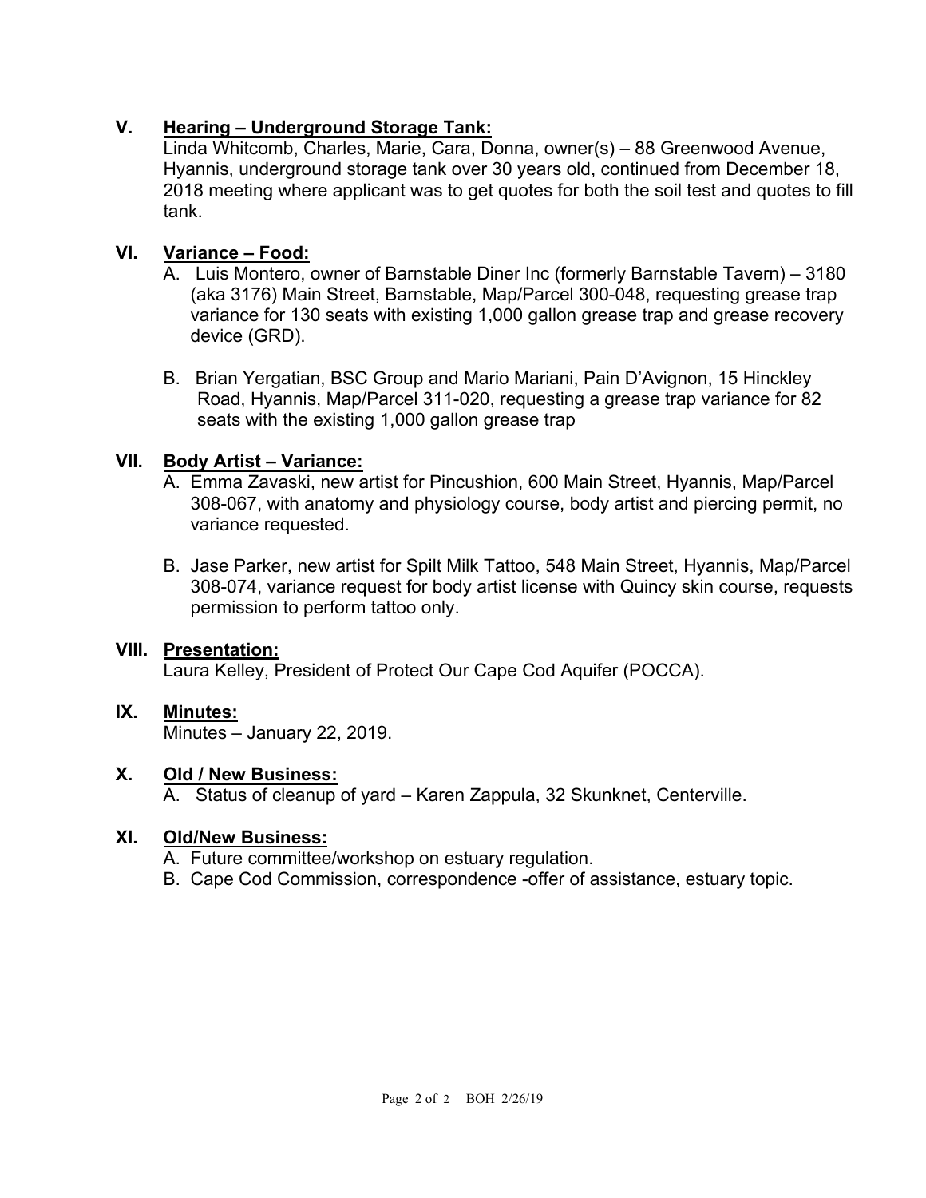## V. Hearing – Underground Storage Tank:

Linda Whitcomb, Charles, Marie, Cara, Donna, owner(s) – 88 Greenwood Avenue, Hyannis, underground storage tank over 30 years old, continued from December 18, 2018 meeting where applicant was to get quotes for both the soil test and quotes to fill tank.

## VI. Variance – Food:

A. Luis Montero, owner of Barnstable Diner Inc (formerly Barnstable Tavern) – 3180 (aka 3176) Main Street, Barnstable, Map/Parcel 300-048, requesting grease trap variance for 130 seats with existing 1,000 gallon grease trap and grease recovery device (GRD).

B. Brian Yergatian, BSC Group and Mario Mariani, Pain D'Avignon, 15 Hinckley Road, Hyannis, Map/Parcel 311-020, requesting a grease trap variance for 82 seats with the existing 1,000 gallon grease trap

## VII. Body Artist – Variance:

A. Emma Zavaski, new artist for Pincushion, 600 Main Street, Hyannis, Map/Parcel 308-067, with anatomy and physiology course, body artist and piercing permit, no variance requested.

B. Jase Parker, new artist for Spilt Milk Tattoo, 548 Main Street, Hyannis, Map/Parcel 308-074, variance request for body artist license with Quincy skin course, requests permission to perform tattoo only.

## VIII. Presentation:

Laura Kelley, President of Protect Our Cape Cod Aquifer (POCCA).

## IX. Minutes:

Minutes – January 22, 2019.

## X. Old / New Business:

A. Status of cleanup of yard – Karen Zappula, 32 Skunknet, Centerville.

## XI. Old/New Business:

A. Future committee/workshop on estuary regulation.
B. Cape Cod Commission, correspondence -offer of assistance, estuary topic.